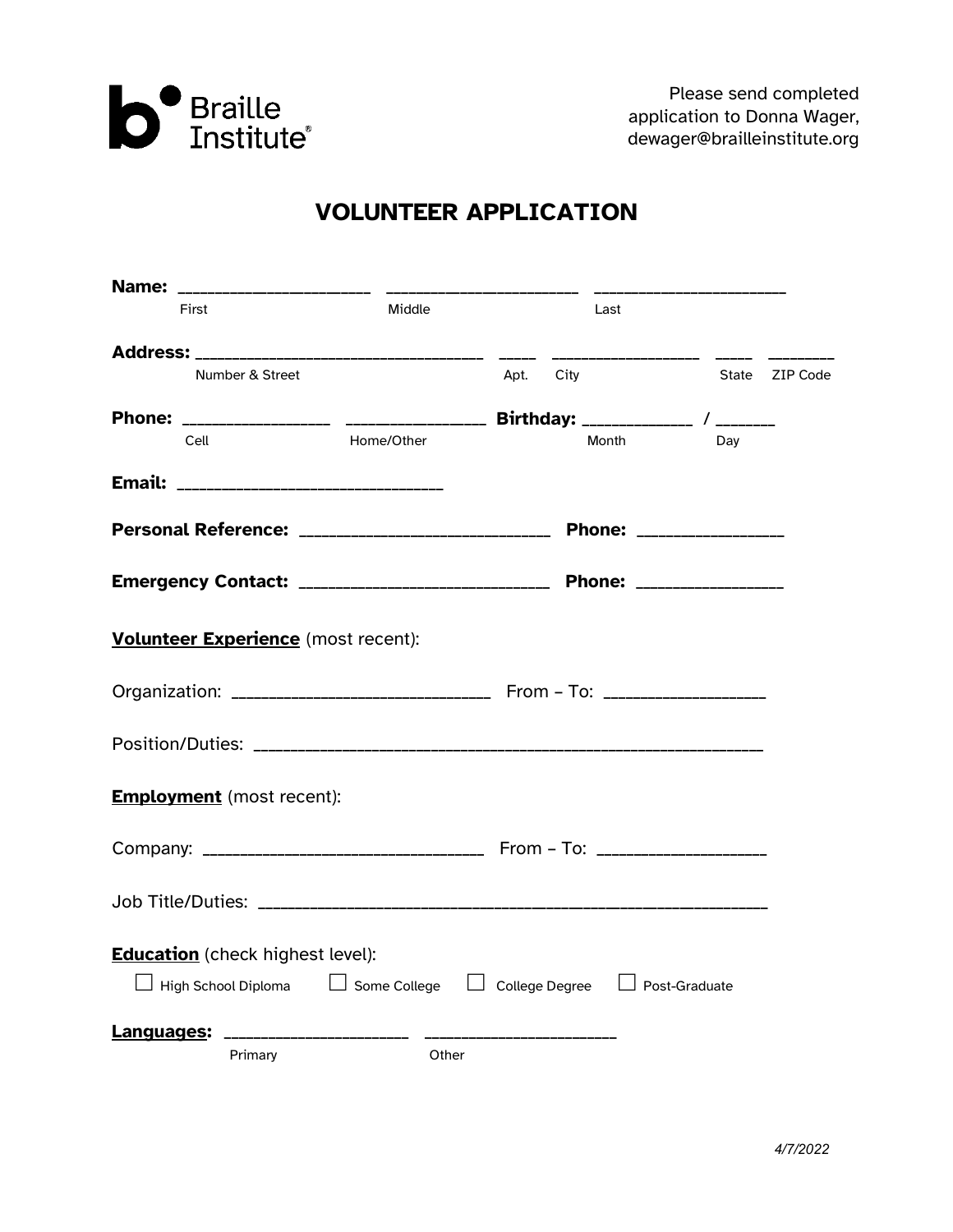Braille Institute®

Please send completed application to Donna Wager, dewager@brailleinstitute.org

# VOLUNTEER APPLICATION

**Name:** ____________________ ____________________ ____________________
First Middle Last

**Address:** ______________________________ ____ ______________ ____ _______
Number & Street Apt. City State ZIP Code

**Phone:** ______________ ______________ **Birthday:** ___________ / ______
Cell Home/Other Month Day

**Email:** ____________________________

**Personal Reference:** _________________________ **Phone:** ______________

**Emergency Contact:** _________________________ **Phone:** ______________

**Volunteer Experience** (most recent):

Organization: ___________________________ From – To: ________________

Position/Duties: _______________________________________________________

**Employment** (most recent):

Company: ______________________________ From – To: ________________

Job Title/Duties: _______________________________________________________

**Education** (check highest level):

☐ High School Diploma ☐ Some College ☐ College Degree ☐ Post-Graduate

**Languages:** ___________________ ___________________
Primary Other

*4/7/2022*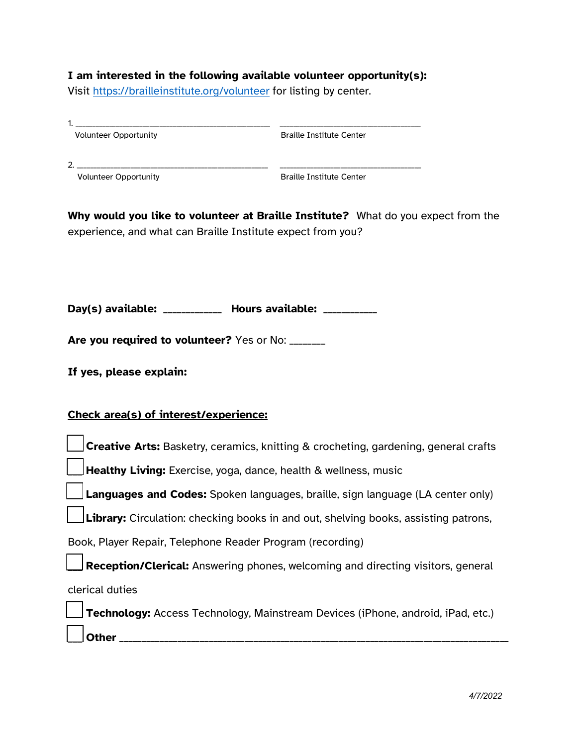**I am interested in the following available volunteer opportunity(s):**
Visit https://brailleinstitute.org/volunteer for listing by center.

1. ____________________________________________ ________________________________
Volunteer Opportunity — Braille Institute Center

2. ____________________________________________ ________________________________
Volunteer Opportunity — Braille Institute Center

**Why would you like to volunteer at Braille Institute?** What do you expect from the experience, and what can Braille Institute expect from you?

**Day(s) available:** ____________ **Hours available:** ___________

**Are you required to volunteer?** Yes or No: _______

**If yes, please explain:**

**<u>Check area(s) of interest/experience:</u>**

- [ ] **Creative Arts:** Basketry, ceramics, knitting & crocheting, gardening, general crafts
- [ ] **Healthy Living:** Exercise, yoga, dance, health & wellness, music
- [ ] **Languages and Codes:** Spoken languages, braille, sign language (LA center only)
- [ ] **Library:** Circulation: checking books in and out, shelving books, assisting patrons, Book, Player Repair, Telephone Reader Program (recording)
- [ ] **Reception/Clerical:** Answering phones, welcoming and directing visitors, general clerical duties
- [ ] **Technology:** Access Technology, Mainstream Devices (iPhone, android, iPad, etc.)
- [ ] **Other** ______________________________________________________________________

*4/7/2022*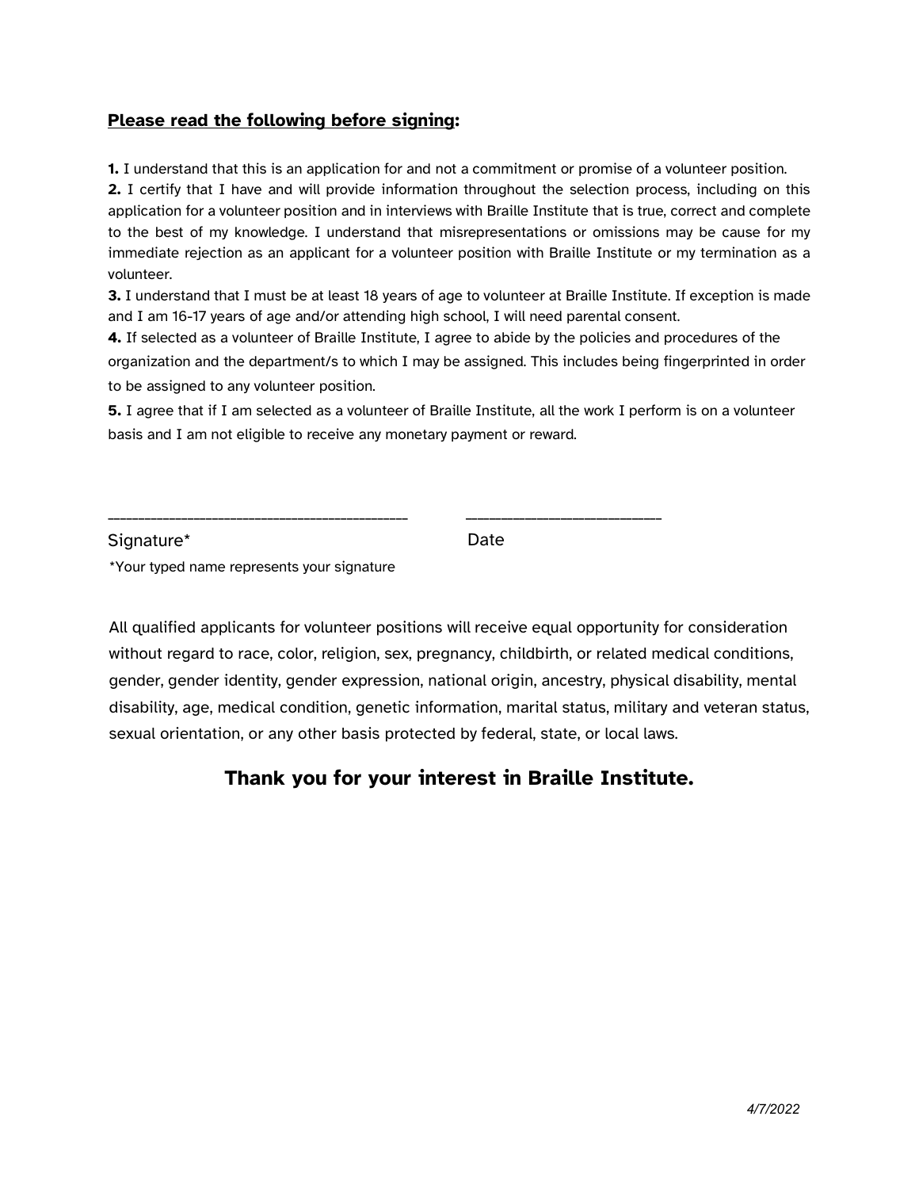**<u>Please read the following before signing</u>:**

**1.** I understand that this is an application for and not a commitment or promise of a volunteer position.
**2.** I certify that I have and will provide information throughout the selection process, including on this application for a volunteer position and in interviews with Braille Institute that is true, correct and complete to the best of my knowledge. I understand that misrepresentations or omissions may be cause for my immediate rejection as an applicant for a volunteer position with Braille Institute or my termination as a volunteer.
**3.** I understand that I must be at least 18 years of age to volunteer at Braille Institute. If exception is made and I am 16-17 years of age and/or attending high school, I will need parental consent.
**4.** If selected as a volunteer of Braille Institute, I agree to abide by the policies and procedures of the organization and the department/s to which I may be assigned. This includes being fingerprinted in order to be assigned to any volunteer position.
**5.** I agree that if I am selected as a volunteer of Braille Institute, all the work I perform is on a volunteer basis and I am not eligible to receive any monetary payment or reward.

______________________________________________ ______________________________

Signature* Date

*Your typed name represents your signature

All qualified applicants for volunteer positions will receive equal opportunity for consideration without regard to race, color, religion, sex, pregnancy, childbirth, or related medical conditions, gender, gender identity, gender expression, national origin, ancestry, physical disability, mental disability, age, medical condition, genetic information, marital status, military and veteran status, sexual orientation, or any other basis protected by federal, state, or local laws.

**Thank you for your interest in Braille Institute.**

*4/7/2022*